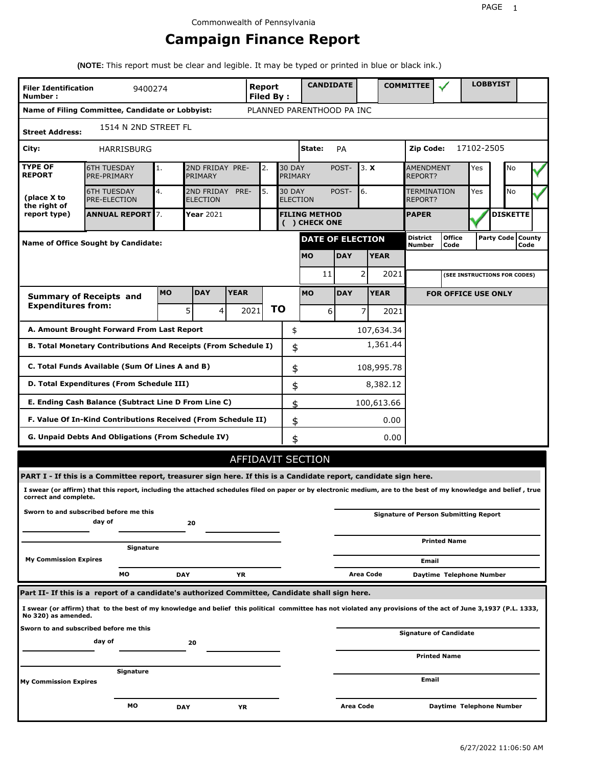Commonwealth of Pennsylvania

# Campaign Finance Report

**(NOTE:** This report must be clear and legible. It may be typed or printed in blue or black ink.)

| **Filer Identification Number :** | 9400274 | **Report Filed By :** | **CANDIDATE** | | **COMMITTEE** | ✓ | **LOBBYIST** | |
|---|---|---|---|---|---|---|---|---|
| **Name of Filing Committee, Candidate or Lobbyist:** | | PLANNED PARENTHOOD PA INC | | | | | | |
| **Street Address:** | 1514 N 2ND STREET FL | | | | | | | |
| **City:** | HARRISBURG | | **State:** | PA | **Zip Code:** | 17102-2505 | | |

| **TYPE OF REPORT** (place X to the right of report type) | | | | | | | | | | |
|---|---|---|---|---|---|---|---|---|---|---|
| 6TH TUESDAY PRE-PRIMARY | 1. | 2ND FRIDAY PRE-PRIMARY | 2. | 30 DAY POST-PRIMARY | 3. X | AMENDMENT REPORT? | Yes | | No | ✓ |
| 6TH TUESDAY PRE-ELECTION | 4. | 2ND FRIDAY PRE-ELECTION | 5. | 30 DAY POST-ELECTION | 6. | TERMINATION REPORT? | Yes | | No | ✓ |
| **ANNUAL REPORT** | 7. | **Year** 2021 | | **FILING METHOD ( ) CHECK ONE** | | **PAPER** | ✓ | **DISKETTE** | | |

| **Name of Office Sought by Candidate:** | **DATE OF ELECTION** | | | **District Number** | **Office Code** | **Party Code** | **County Code** |
|---|---|---|---|---|---|---|---|
| | **MO** | **DAY** | **YEAR** | | | | |
| | 11 | 2 | 2021 | | (SEE INSTRUCTIONS FOR CODES) | | |

| **Summary of Receipts and Expenditures from:** | **MO** | **DAY** | **YEAR** | | **MO** | **DAY** | **YEAR** | **FOR OFFICE USE ONLY** |
|---|---|---|---|---|---|---|---|---|
| | 5 | 4 | 2021 | **TO** | 6 | 7 | 2021 | |

| | | |
|---|---|---|
| **A. Amount Brought Forward From Last Report** | $ | 107,634.34 |
| **B. Total Monetary Contributions And Receipts (From Schedule I)** | $ | 1,361.44 |
| **C. Total Funds Available (Sum Of Lines A and B)** | $ | 108,995.78 |
| **D. Total Expenditures (From Schedule III)** | $ | 8,382.12 |
| **E. Ending Cash Balance (Subtract Line D From Line C)** | $ | 100,613.66 |
| **F. Value Of In-Kind Contributions Received (From Schedule II)** | $ | 0.00 |
| **G. Unpaid Debts And Obligations (From Schedule IV)** | $ | 0.00 |

## AFFIDAVIT SECTION

**PART I - If this is a Committee report, treasurer sign here. If this is a Candidate report, candidate sign here.**

**I swear (or affirm) that this report, including the attached schedules filed on paper or by electronic medium, are to the best of my knowledge and belief , true correct and complete.**

**Sworn to and subscribed before me this** ______ **day of** ______ **20** ______

**Signature** ______

**My Commission Expires** **MO** ______ **DAY** ______ **YR** ______

**Signature of Person Submitting Report** ______

**Printed Name** ______

**Email** ______

**Area Code** ______ **Daytime Telephone Number** ______

**Part II- If this is a report of a candidate's authorized Committee, Candidate shall sign here.**

**I swear (or affirm) that to the best of my knowledge and belief this political committee has not violated any provisions of the act of June 3,1937 (P.L. 1333, No 320) as amended.**

**Sworn to and subscribed before me this** ______ **day of** ______ **20** ______

**Signature** ______

**My Commission Expires** **MO** ______ **DAY** ______ **YR** ______

**Signature of Candidate** ______

**Printed Name** ______

**Email** ______

**Area Code** ______ **Daytime Telephone Number** ______

6/27/2022 11:06:50 AM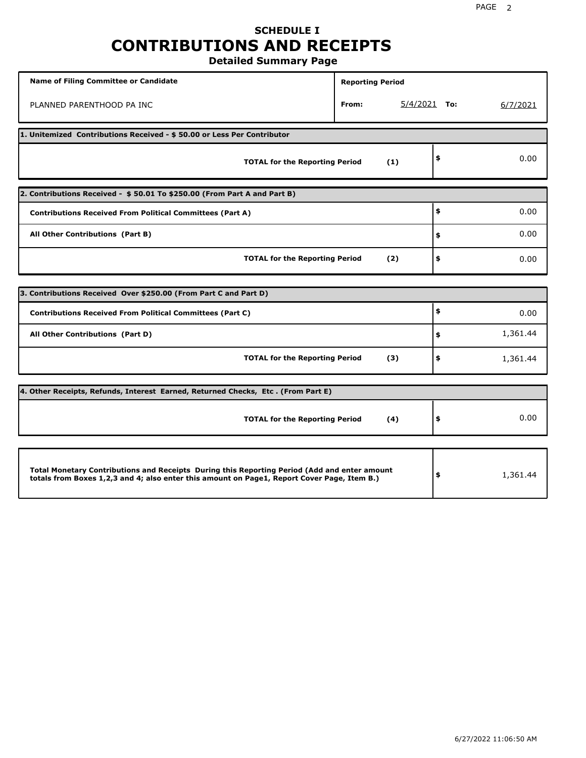# SCHEDULE I
# CONTRIBUTIONS AND RECEIPTS
## Detailed Summary Page

| Name of Filing Committee or Candidate | Reporting Period | | | |
|---|---|---|---|---|
| PLANNED PARENTHOOD PA INC | From: | 5/4/2021 | To: | 6/7/2021 |

**1. Unitemized Contributions Received - $ 50.00 or Less Per Contributor**

| | | |
|---|---|---|
| **TOTAL for the Reporting Period** | **(1)** | $ 0.00 |

**2. Contributions Received - $ 50.01 To $250.00 (From Part A and Part B)**

| | | |
|---|---|---|
| **Contributions Received From Political Committees (Part A)** | | $ 0.00 |
| **All Other Contributions (Part B)** | | $ 0.00 |
| **TOTAL for the Reporting Period** | **(2)** | $ 0.00 |

**3. Contributions Received Over $250.00 (From Part C and Part D)**

| | | |
|---|---|---|
| **Contributions Received From Political Committees (Part C)** | | $ 0.00 |
| **All Other Contributions (Part D)** | | $ 1,361.44 |
| **TOTAL for the Reporting Period** | **(3)** | $ 1,361.44 |

**4. Other Receipts, Refunds, Interest Earned, Returned Checks, Etc . (From Part E)**

| | | |
|---|---|---|
| **TOTAL for the Reporting Period** | **(4)** | $ 0.00 |

| | |
|---|---|
| **Total Monetary Contributions and Receipts During this Reporting Period (Add and enter amount totals from Boxes 1,2,3 and 4; also enter this amount on Page1, Report Cover Page, Item B.)** | $ 1,361.44 |

6/27/2022 11:06:50 AM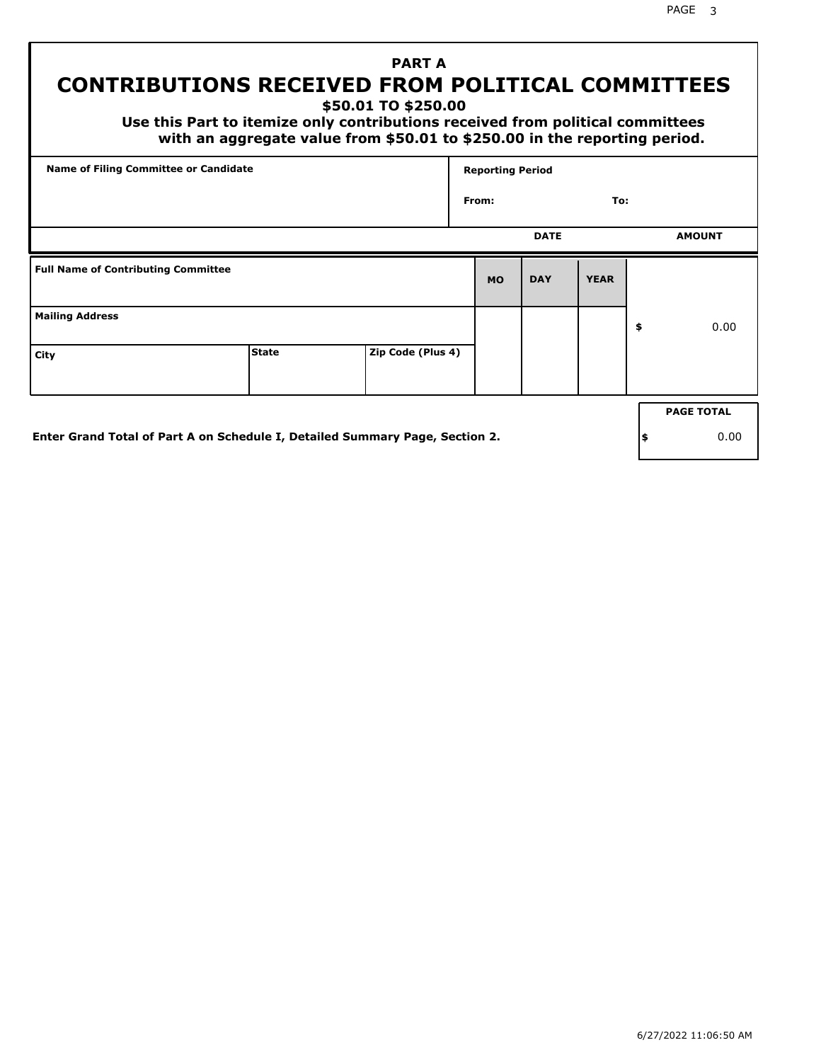## PART A

# CONTRIBUTIONS RECEIVED FROM POLITICAL COMMITTEES

### $50.01 TO $250.00

**Use this Part to itemize only contributions received from political committees with an aggregate value from $50.01 to $250.00 in the reporting period.**

| Name of Filing Committee or Candidate | Reporting Period From: To: |
|---|---|
| | |

| Full Name of Contributing Committee | | | DATE MO | DAY | YEAR | AMOUNT |
|---|---|---|---|---|---|---|
| Mailing Address | | | | | | $ 0.00 |
| City | State | Zip Code (Plus 4) | | | | |

Enter Grand Total of Part A on Schedule I, Detailed Summary Page, Section 2.

| PAGE TOTAL |
|---|
| $ 0.00 |

6/27/2022 11:06:50 AM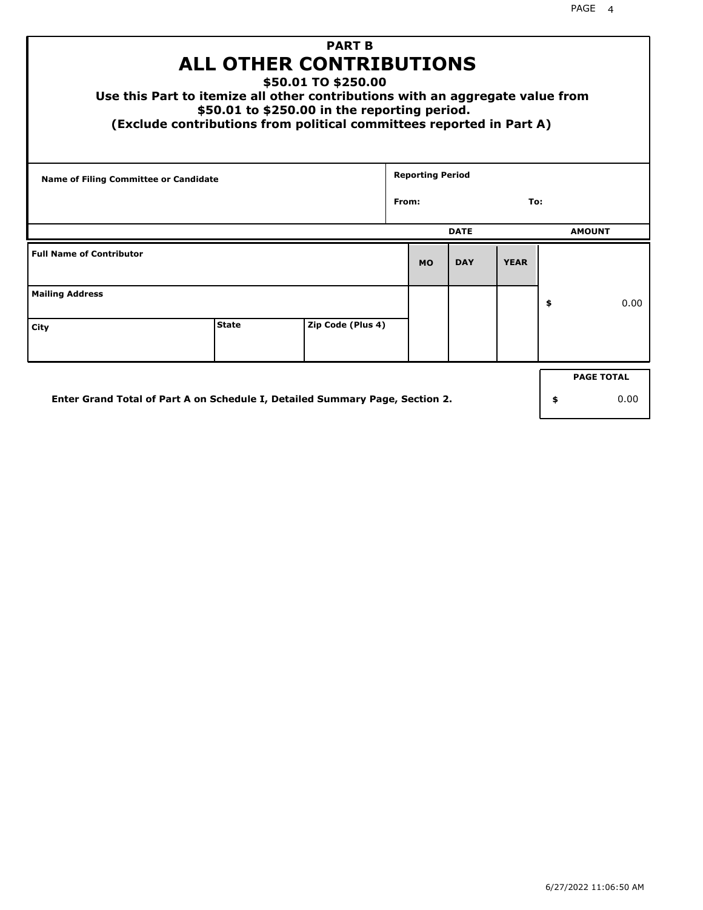# PART B
# ALL OTHER CONTRIBUTIONS
## $50.01 TO $250.00

**Use this Part to itemize all other contributions with an aggregate value from $50.01 to $250.00 in the reporting period.**
**(Exclude contributions from political committees reported in Part A)**

| Name of Filing Committee or Candidate | Reporting Period |
|---|---|
| | From: To: |

| Full Name of Contributor | | | DATE | | | AMOUNT |
|---|---|---|---|---|---|---|
| | | | MO | DAY | YEAR | |
| Mailing Address | | | | | | $ 0.00 |
| City | State | Zip Code (Plus 4) | | | | |

| | PAGE TOTAL |
|---|---|
| **Enter Grand Total of Part A on Schedule I, Detailed Summary Page, Section 2.** | $ 0.00 |

6/27/2022 11:06:50 AM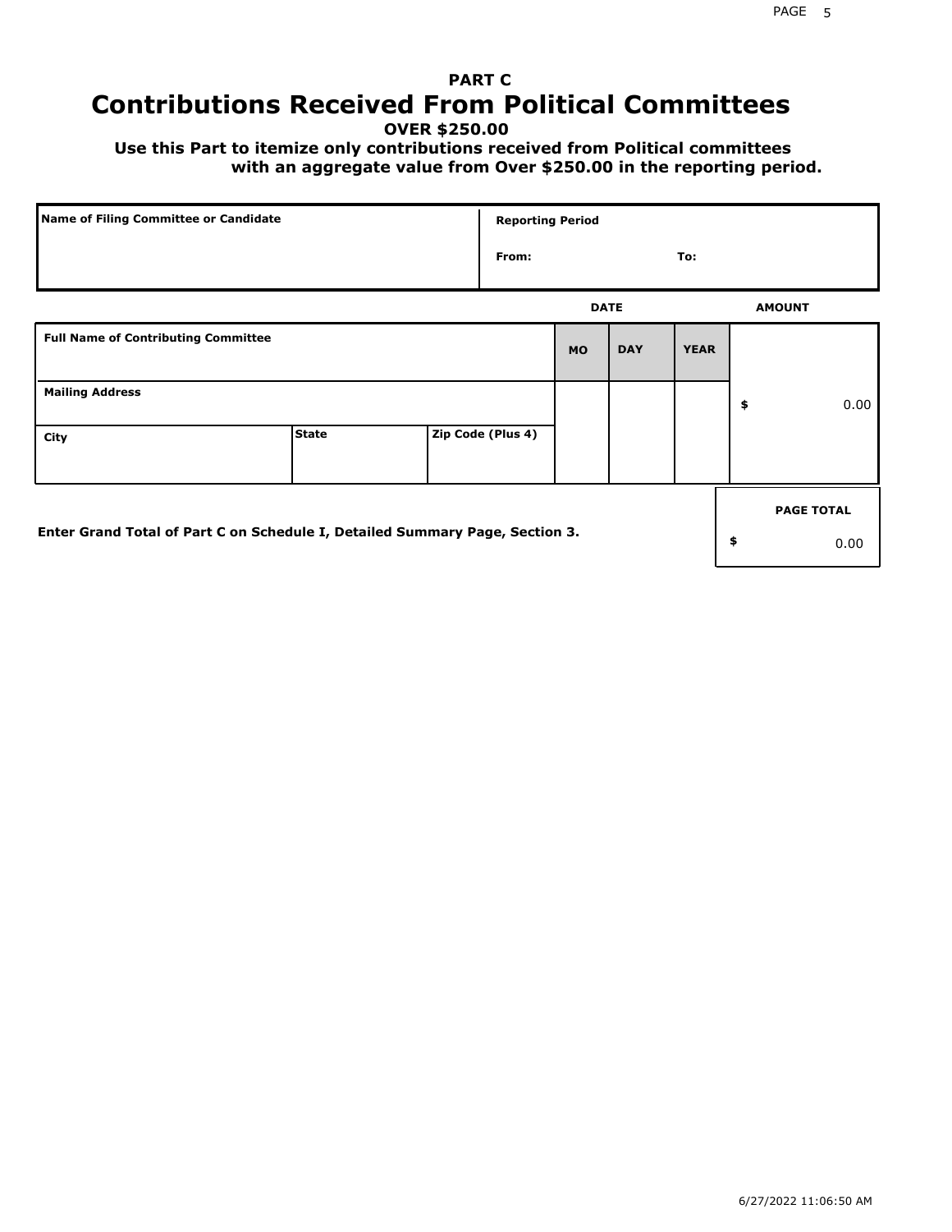## PART C

# Contributions Received From Political Committees

**OVER $250.00**

**Use this Part to itemize only contributions received from Political committees with an aggregate value from Over $250.00 in the reporting period.**

| Name of Filing Committee or Candidate | Reporting Period |
| --- | --- |
| | From: To: |

| Full Name of Contributing Committee | | | DATE MO | DAY | YEAR | AMOUNT |
| --- | --- | --- | --- | --- | --- | --- |
| Mailing Address | | | | | | $ 0.00 |
| City | State | Zip Code (Plus 4) | | | | |

Enter Grand Total of Part C on Schedule I, Detailed Summary Page, Section 3.

| PAGE TOTAL |
| --- |
| $ 0.00 |

6/27/2022 11:06:50 AM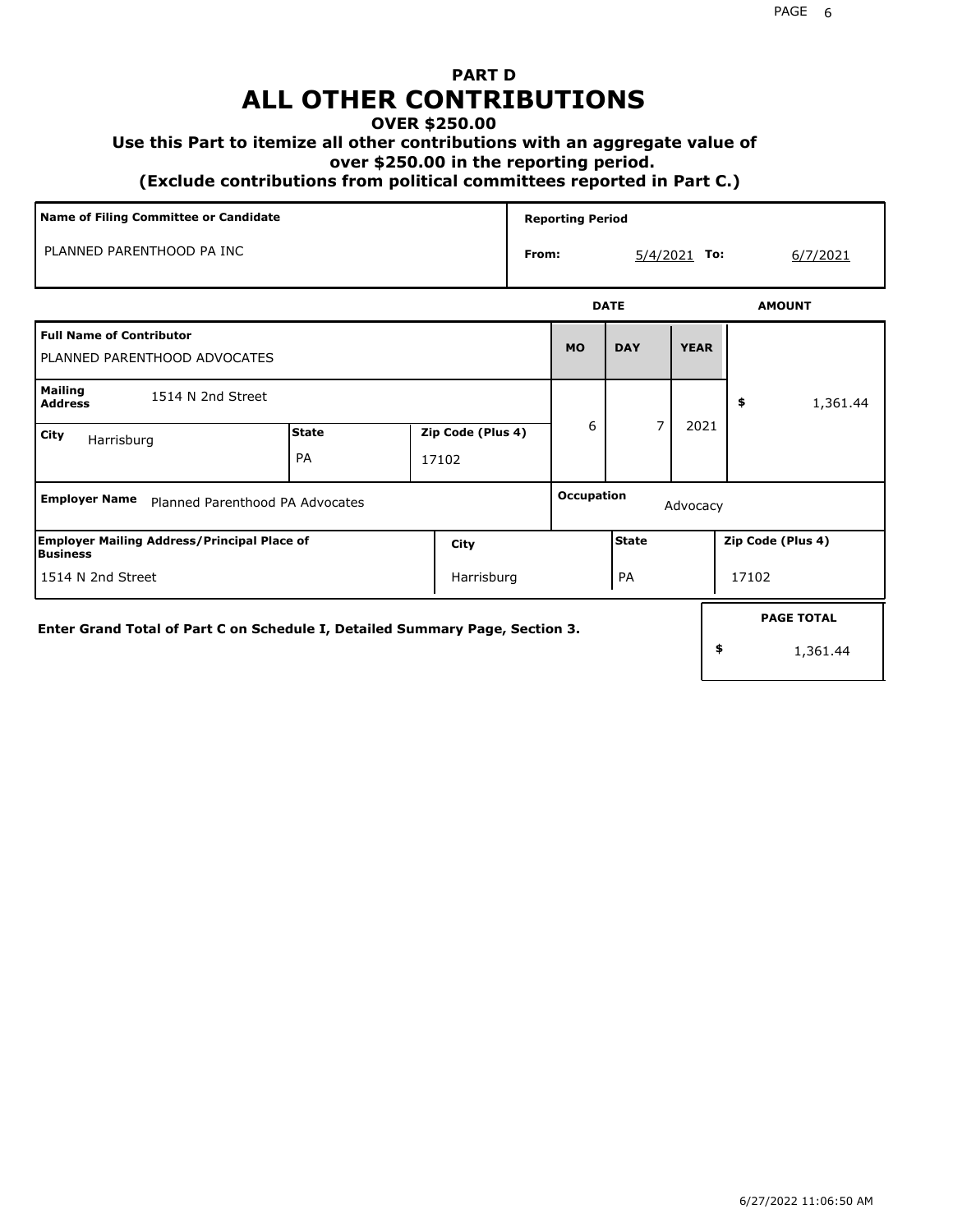# PART D
# ALL OTHER CONTRIBUTIONS

**OVER $250.00**

**Use this Part to itemize all other contributions with an aggregate value of over $250.00 in the reporting period.**

**(Exclude contributions from political committees reported in Part C.)**

| Name of Filing Committee or Candidate | Reporting Period |
|---|---|
| PLANNED PARENTHOOD PA INC | From: 5/4/2021 To: 6/7/2021 |

| Full Name of Contributor | | | DATE MO | DAY | YEAR | AMOUNT |
|---|---|---|---|---|---|---|
| PLANNED PARENTHOOD ADVOCATES | | | 6 | 7 | 2021 | $ 1,361.44 |
| **Mailing Address** 1514 N 2nd Street | | | | | | |
| **City** Harrisburg | **State** PA | **Zip Code (Plus 4)** 17102 | | | | |
| **Employer Name** Planned Parenthood PA Advocates | | | **Occupation** Advocacy | | | |
| **Employer Mailing Address/Principal Place of Business** 1514 N 2nd Street | **City** Harrisburg | | **State** PA | | **Zip Code (Plus 4)** 17102 | |

**Enter Grand Total of Part C on Schedule I, Detailed Summary Page, Section 3.**

| PAGE TOTAL |
|---|
| $ 1,361.44 |

6/27/2022 11:06:50 AM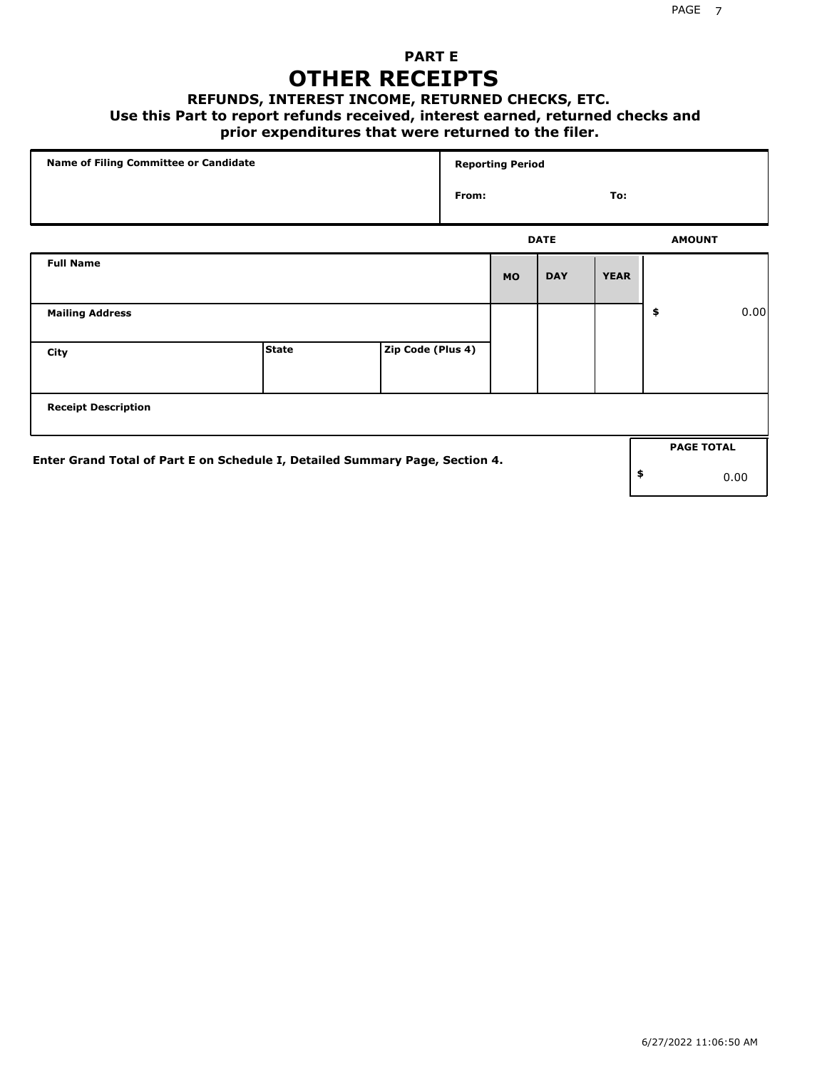# PART E
# OTHER RECEIPTS

### REFUNDS, INTEREST INCOME, RETURNED CHECKS, ETC.

**Use this Part to report refunds received, interest earned, returned checks and prior expenditures that were returned to the filer.**

| Name of Filing Committee or Candidate | Reporting Period |
|---|---|
| | From: To: |

| | | | DATE | | | AMOUNT |
|---|---|---|---|---|---|---|
| **Full Name** | | | **MO** | **DAY** | **YEAR** | |
| **Mailing Address** | | | | | | $ 0.00 |
| **City** | **State** | **Zip Code (Plus 4)** | | | | |
| **Receipt Description** | | | | | | |

**Enter Grand Total of Part E on Schedule I, Detailed Summary Page, Section 4.**

| PAGE TOTAL |
|---|
| $ 0.00 |

6/27/2022 11:06:50 AM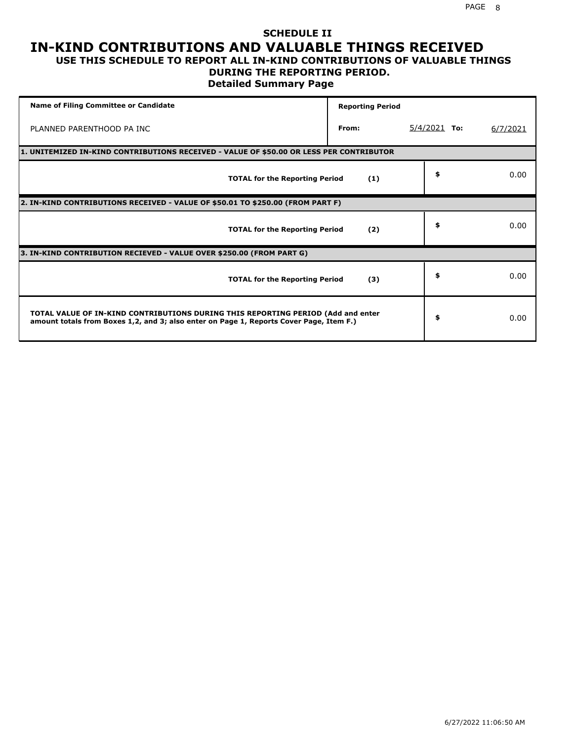# SCHEDULE II

# IN-KIND CONTRIBUTIONS AND VALUABLE THINGS RECEIVED

## USE THIS SCHEDULE TO REPORT ALL IN-KIND CONTRIBUTIONS OF VALUABLE THINGS DURING THE REPORTING PERIOD.

### Detailed Summary Page

| Name of Filing Committee or Candidate | Reporting Period | | | |
|---|---|---|---|---|
| PLANNED PARENTHOOD PA INC | From: | 5/4/2021 | To: | 6/7/2021 |

| 1. UNITEMIZED IN-KIND CONTRIBUTIONS RECEIVED - VALUE OF $50.00 OR LESS PER CONTRIBUTOR | | |
|---|---|---|
| **TOTAL for the Reporting Period** | **(1)** | $ 0.00 |

| 2. IN-KIND CONTRIBUTIONS RECEIVED - VALUE OF $50.01 TO $250.00 (FROM PART F) | | |
|---|---|---|
| **TOTAL for the Reporting Period** | **(2)** | $ 0.00 |

| 3. IN-KIND CONTRIBUTION RECIEVED - VALUE OVER $250.00 (FROM PART G) | | |
|---|---|---|
| **TOTAL for the Reporting Period** | **(3)** | $ 0.00 |

| **TOTAL VALUE OF IN-KIND CONTRIBUTIONS DURING THIS REPORTING PERIOD (Add and enter amount totals from Boxes 1,2, and 3; also enter on Page 1, Reports Cover Page, Item F.)** | $ 0.00 |
|---|---|

6/27/2022 11:06:50 AM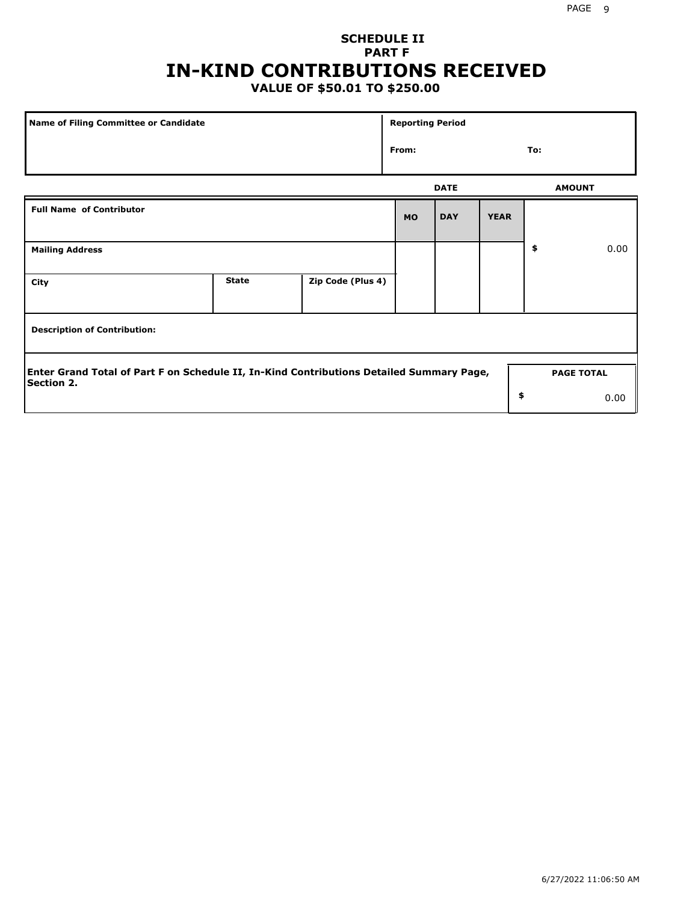## SCHEDULE II
## PART F
# IN-KIND CONTRIBUTIONS RECEIVED
### VALUE OF $50.01 TO $250.00

| Name of Filing Committee or Candidate | Reporting Period | |
|---|---|---|
| | From: | To: |

| Full Name of Contributor | | | DATE | | | AMOUNT |
|---|---|---|---|---|---|---|
| | | | MO | DAY | YEAR | |
| Mailing Address | | | | | | $ 0.00 |
| City | State | Zip Code (Plus 4) | | | | |
| Description of Contribution: | | | | | | |

**Enter Grand Total of Part F on Schedule II, In-Kind Contributions Detailed Summary Page, Section 2.**

| PAGE TOTAL |
|---|
| $ 0.00 |

6/27/2022 11:06:50 AM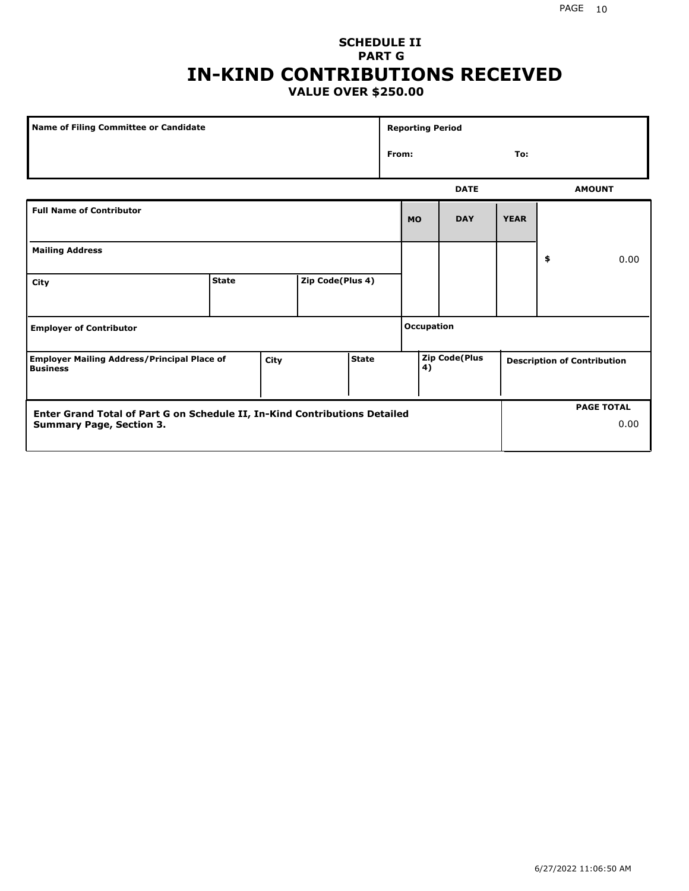## SCHEDULE II
## PART G
# IN-KIND CONTRIBUTIONS RECEIVED
### VALUE OVER $250.00

| Name of Filing Committee or Candidate | Reporting Period |
|---|---|
| | From: To: |

| Full Name of Contributor | | | DATE MO | DAY | YEAR | AMOUNT |
|---|---|---|---|---|---|---|
| Mailing Address | | | | | | $ 0.00 |
| City | State | Zip Code(Plus 4) | | | | |
| Employer of Contributor | | | Occupation | | | |

| Employer Mailing Address/Principal Place of Business | City | State | Zip Code(Plus 4) | Description of Contribution |
|---|---|---|---|---|
| | | | | |

| Enter Grand Total of Part G on Schedule II, In-Kind Contributions Detailed Summary Page, Section 3. | PAGE TOTAL |
|---|---|
| | 0.00 |

6/27/2022 11:06:50 AM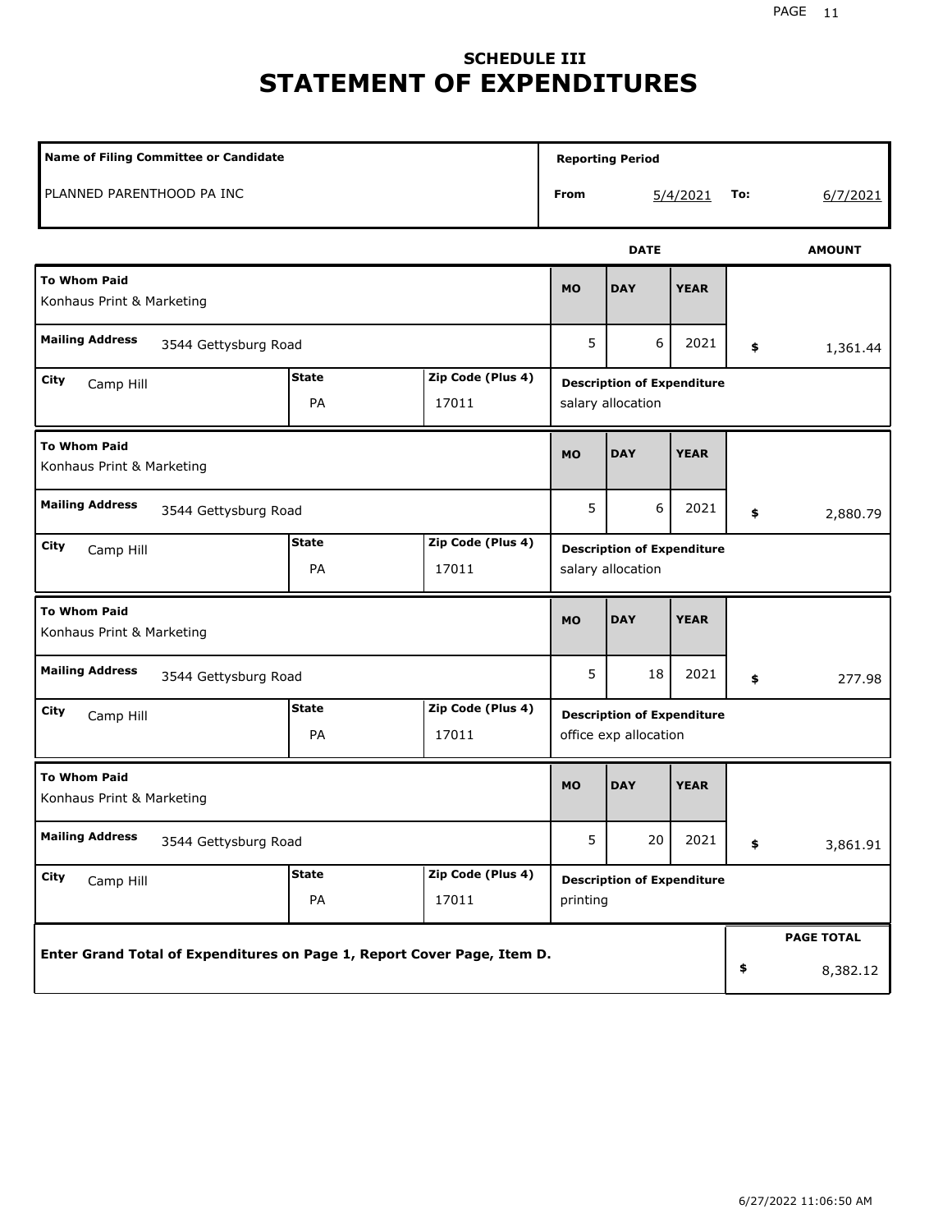## SCHEDULE III
# STATEMENT OF EXPENDITURES

| Name of Filing Committee or Candidate | Reporting Period | |
|---|---|---|
| PLANNED PARENTHOOD PA INC | From 5/4/2021 | To: 6/7/2021 |

| To Whom Paid | Mailing Address | City | State | Zip Code (Plus 4) | MO | DAY | YEAR | AMOUNT | Description of Expenditure |
|---|---|---|---|---|---|---|---|---|---|
| Konhaus Print & Marketing | 3544 Gettysburg Road | Camp Hill | PA | 17011 | 5 | 6 | 2021 | $ 1,361.44 | salary allocation |
| Konhaus Print & Marketing | 3544 Gettysburg Road | Camp Hill | PA | 17011 | 5 | 6 | 2021 | $ 2,880.79 | salary allocation |
| Konhaus Print & Marketing | 3544 Gettysburg Road | Camp Hill | PA | 17011 | 5 | 18 | 2021 | $ 277.98 | office exp allocation |
| Konhaus Print & Marketing | 3544 Gettysburg Road | Camp Hill | PA | 17011 | 5 | 20 | 2021 | $ 3,861.91 | printing |

**Enter Grand Total of Expenditures on Page 1, Report Cover Page, Item D.**

**PAGE TOTAL** $ 8,382.12

6/27/2022 11:06:50 AM